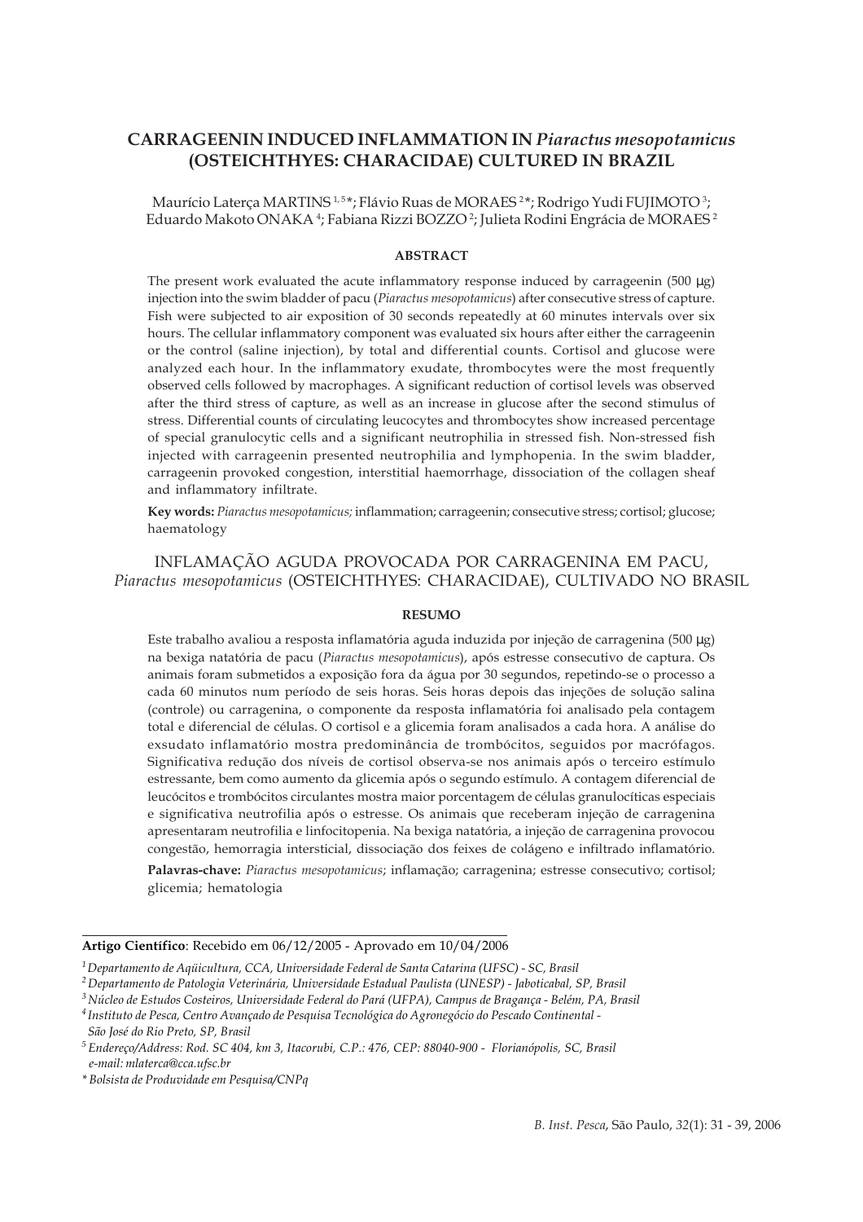# CARRAGEENIN INDUCED INFLAMMATION IN *Piaractus mesopotamicus* (OSTEICHTHYES: CHARACIDAE) CULTURED IN BRAZIL

Maurício Laterça MARTINS [1,5]*; Flávio Ruas de MORAES [2]*; Rodrigo Yudi FUJIMOTO [3]; Eduardo Makoto ONAKA [4]; Fabiana Rizzi BOZZO [2]; Julieta Rodini Engrácia de MORAES [2]

## ABSTRACT

The present work evaluated the acute inflammatory response induced by carrageenin (500 µg) injection into the swim bladder of pacu (*Piaractus mesopotamicus*) after consecutive stress of capture. Fish were subjected to air exposition of 30 seconds repeatedly at 60 minutes intervals over six hours. The cellular inflammatory component was evaluated six hours after either the carrageenin or the control (saline injection), by total and differential counts. Cortisol and glucose were analyzed each hour. In the inflammatory exudate, thrombocytes were the most frequently observed cells followed by macrophages. A significant reduction of cortisol levels was observed after the third stress of capture, as well as an increase in glucose after the second stimulus of stress. Differential counts of circulating leucocytes and thrombocytes show increased percentage of special granulocytic cells and a significant neutrophilia in stressed fish. Non-stressed fish injected with carrageenin presented neutrophilia and lymphopenia. In the swim bladder, carrageenin provoked congestion, interstitial haemorrhage, dissociation of the collagen sheaf and inflammatory infiltrate.

**Key words:** *Piaractus mesopotamicus;* inflammation; carrageenin; consecutive stress; cortisol; glucose; haematology

# INFLAMAÇÃO AGUDA PROVOCADA POR CARRAGENINA EM PACU, *Piaractus mesopotamicus* (OSTEICHTHYES: CHARACIDAE), CULTIVADO NO BRASIL

## RESUMO

Este trabalho avaliou a resposta inflamatória aguda induzida por injeção de carragenina (500 µg) na bexiga natatória de pacu (*Piaractus mesopotamicus*), após estresse consecutivo de captura. Os animais foram submetidos a exposição fora da água por 30 segundos, repetindo-se o processo a cada 60 minutos num período de seis horas. Seis horas depois das injeções de solução salina (controle) ou carragenina, o componente da resposta inflamatória foi analisado pela contagem total e diferencial de células. O cortisol e a glicemia foram analisados a cada hora. A análise do exsudato inflamatório mostra predominância de trombócitos, seguidos por macrófagos. Significativa redução dos níveis de cortisol observa-se nos animais após o terceiro estímulo estressante, bem como aumento da glicemia após o segundo estímulo. A contagem diferencial de leucócitos e trombócitos circulantes mostra maior porcentagem de células granulocíticas especiais e significativa neutrofilia após o estresse. Os animais que receberam injeção de carragenina apresentaram neutrofilia e linfocitopenia. Na bexiga natatória, a injeção de carragenina provocou congestão, hemorragia intersticial, dissociação dos feixes de colágeno e infiltrado inflamatório.

**Palavras-chave:** *Piaractus mesopotamicus*; inflamação; carragenina; estresse consecutivo; cortisol; glicemia; hematologia

---

**Artigo Científico**: Recebido em 06/12/2005 - Aprovado em 10/04/2006

*[1] Departamento de Aqüicultura, CCA, Universidade Federal de Santa Catarina (UFSC) - SC, Brasil*

*[2] Departamento de Patologia Veterinária, Universidade Estadual Paulista (UNESP) - Jaboticabal, SP, Brasil*

*[3] Núcleo de Estudos Costeiros, Universidade Federal do Pará (UFPA), Campus de Bragança - Belém, PA, Brasil*

*[4] Instituto de Pesca, Centro Avançado de Pesquisa Tecnológica do Agronegócio do Pescado Continental - São José do Rio Preto, SP, Brasil*

*[5] Endereço/Address: Rod. SC 404, km 3, Itacorubi, C.P.: 476, CEP: 88040-900 - Florianópolis, SC, Brasil e-mail: mlaterca@cca.ufsc.br*

*\* Bolsista de Produvidade em Pesquisa/CNPq*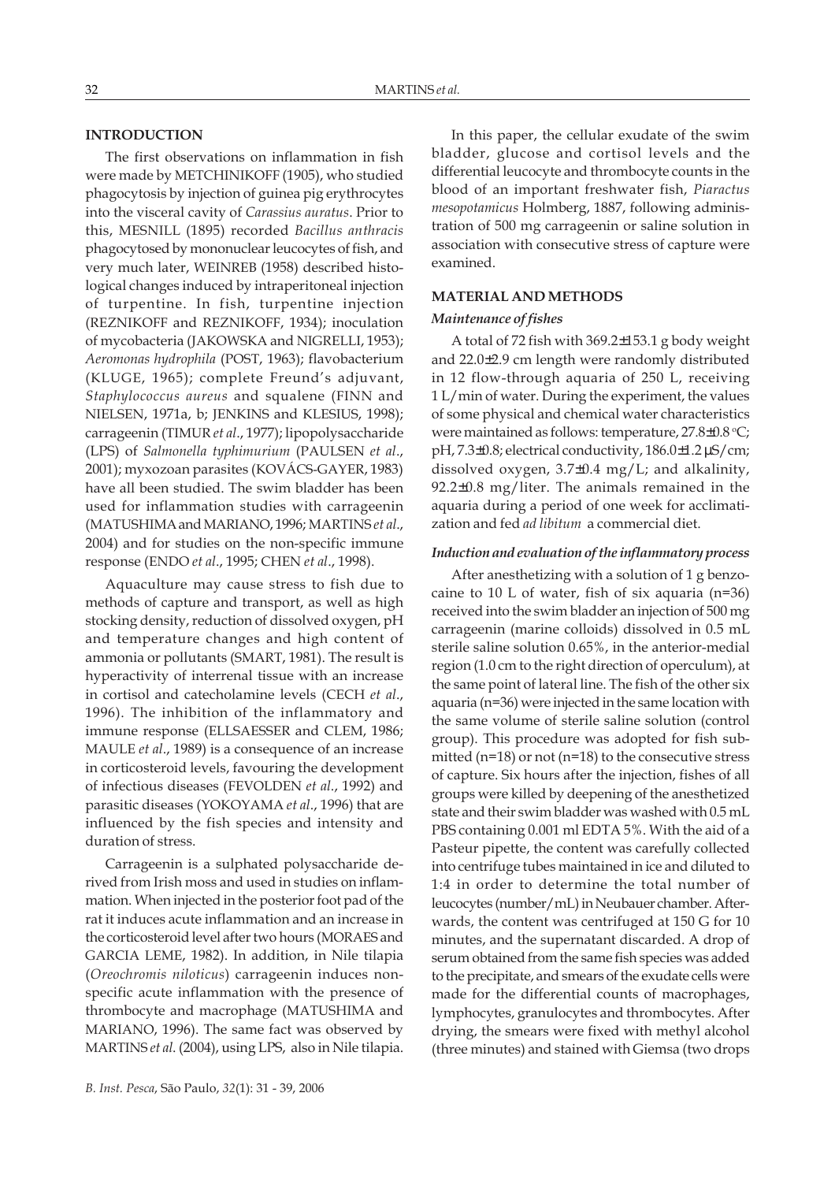## INTRODUCTION

The first observations on inflammation in fish were made by METCHINIKOFF (1905), who studied phagocytosis by injection of guinea pig erythrocytes into the visceral cavity of *Carassius auratus*. Prior to this, MESNILL (1895) recorded *Bacillus anthracis* phagocytosed by mononuclear leucocytes of fish, and very much later, WEINREB (1958) described histological changes induced by intraperitoneal injection of turpentine. In fish, turpentine injection (REZNIKOFF and REZNIKOFF, 1934); inoculation of mycobacteria (JAKOWSKA and NIGRELLI, 1953); *Aeromonas hydrophila* (POST, 1963); flavobacterium (KLUGE, 1965); complete Freund's adjuvant, *Staphylococcus aureus* and squalene (FINN and NIELSEN, 1971a, b; JENKINS and KLESIUS, 1998); carrageenin (TIMUR *et al*., 1977); lipopolysaccharide (LPS) of *Salmonella typhimurium* (PAULSEN *et al*., 2001); myxozoan parasites (KOVÁCS-GAYER, 1983) have all been studied. The swim bladder has been used for inflammation studies with carrageenin (MATUSHIMA and MARIANO, 1996; MARTINS *et al*., 2004) and for studies on the non-specific immune response (ENDO *et al*., 1995; CHEN *et al*., 1998).

Aquaculture may cause stress to fish due to methods of capture and transport, as well as high stocking density, reduction of dissolved oxygen, pH and temperature changes and high content of ammonia or pollutants (SMART, 1981). The result is hyperactivity of interrenal tissue with an increase in cortisol and catecholamine levels (CECH *et al*., 1996). The inhibition of the inflammatory and immune response (ELLSAESSER and CLEM, 1986; MAULE *et al*., 1989) is a consequence of an increase in corticosteroid levels, favouring the development of infectious diseases (FEVOLDEN *et al*., 1992) and parasitic diseases (YOKOYAMA *et al*., 1996) that are influenced by the fish species and intensity and duration of stress.

Carrageenin is a sulphated polysaccharide derived from Irish moss and used in studies on inflammation. When injected in the posterior foot pad of the rat it induces acute inflammation and an increase in the corticosteroid level after two hours (MORAES and GARCIA LEME, 1982). In addition, in Nile tilapia (*Oreochromis niloticus*) carrageenin induces non-specific acute inflammation with the presence of thrombocyte and macrophage (MATUSHIMA and MARIANO, 1996). The same fact was observed by MARTINS *et al*. (2004), using LPS, also in Nile tilapia.

In this paper, the cellular exudate of the swim bladder, glucose and cortisol levels and the differential leucocyte and thrombocyte counts in the blood of an important freshwater fish, *Piaractus mesopotamicus* Holmberg, 1887, following administration of 500 mg carrageenin or saline solution in association with consecutive stress of capture were examined.

## MATERIAL AND METHODS

### *Maintenance of fishes*

A total of 72 fish with 369.2±153.1 g body weight and 22.0±2.9 cm length were randomly distributed in 12 flow-through aquaria of 250 L, receiving 1 L/min of water. During the experiment, the values of some physical and chemical water characteristics were maintained as follows: temperature, 27.8±0.8 °C; pH, 7.3±0.8; electrical conductivity, 186.0±1.2 µS/cm; dissolved oxygen, 3.7±0.4 mg/L; and alkalinity, 92.2±0.8 mg/liter. The animals remained in the aquaria during a period of one week for acclimatization and fed *ad libitum* a commercial diet.

### *Induction and evaluation of the inflammatory process*

After anesthetizing with a solution of 1 g benzocaine to 10 L of water, fish of six aquaria (n=36) received into the swim bladder an injection of 500 mg carrageenin (marine colloids) dissolved in 0.5 mL sterile saline solution 0.65%, in the anterior-medial region (1.0 cm to the right direction of operculum), at the same point of lateral line. The fish of the other six aquaria (n=36) were injected in the same location with the same volume of sterile saline solution (control group). This procedure was adopted for fish submitted (n=18) or not (n=18) to the consecutive stress of capture. Six hours after the injection, fishes of all groups were killed by deepening of the anesthetized state and their swim bladder was washed with 0.5 mL PBS containing 0.001 ml EDTA 5%. With the aid of a Pasteur pipette, the content was carefully collected into centrifuge tubes maintained in ice and diluted to 1:4 in order to determine the total number of leucocytes (number/mL) in Neubauer chamber. Afterwards, the content was centrifuged at 150 G for 10 minutes, and the supernatant discarded. A drop of serum obtained from the same fish species was added to the precipitate, and smears of the exudate cells were made for the differential counts of macrophages, lymphocytes, granulocytes and thrombocytes. After drying, the smears were fixed with methyl alcohol (three minutes) and stained with Giemsa (two drops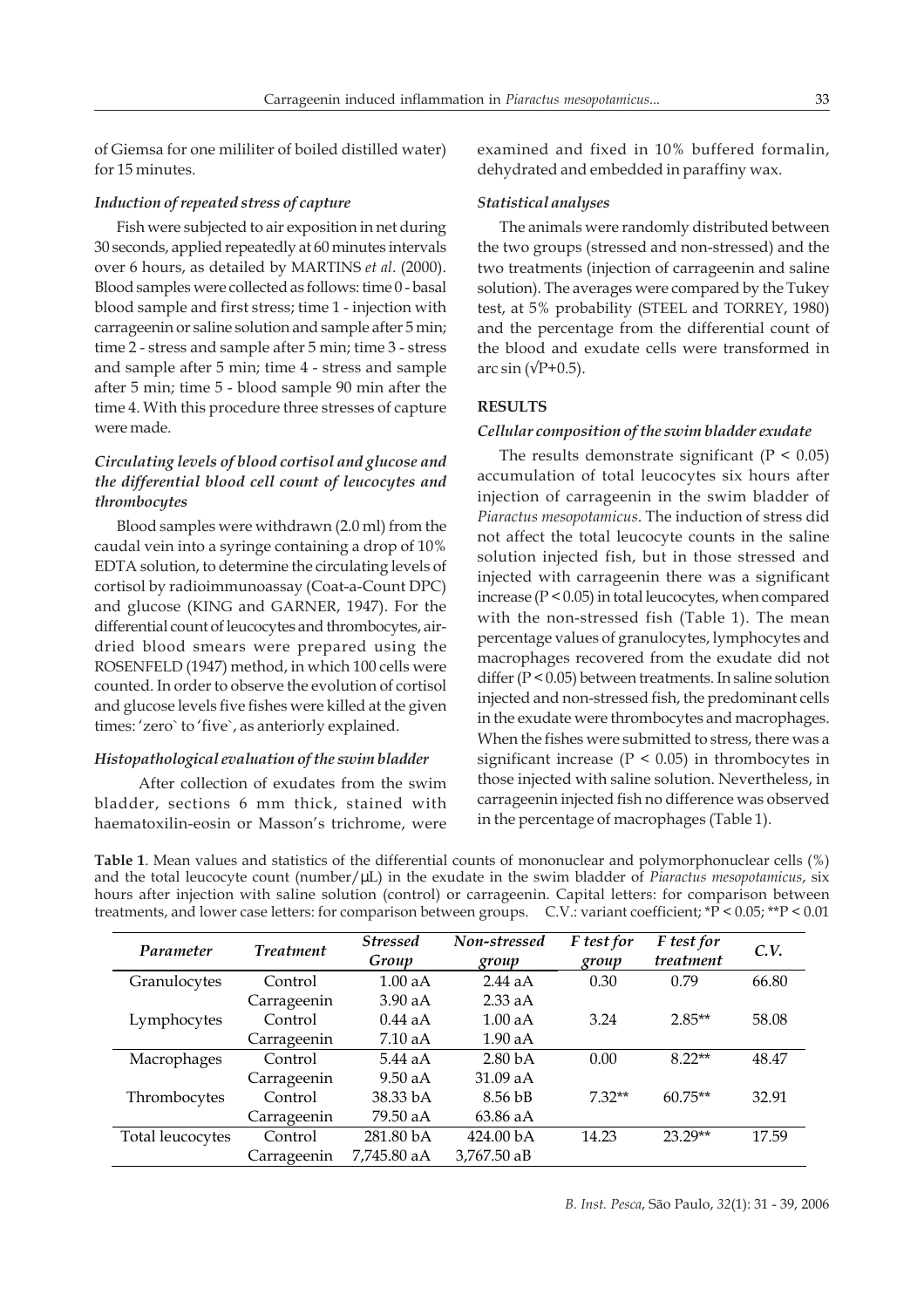of Giemsa for one mililiter of boiled distilled water) for 15 minutes.

### *Induction of repeated stress of capture*

Fish were subjected to air exposition in net during 30 seconds, applied repeatedly at 60 minutes intervals over 6 hours, as detailed by MARTINS *et al*. (2000). Blood samples were collected as follows: time 0 - basal blood sample and first stress; time 1 - injection with carrageenin or saline solution and sample after 5 min; time 2 - stress and sample after 5 min; time 3 - stress and sample after 5 min; time 4 - stress and sample after 5 min; time 5 - blood sample 90 min after the time 4. With this procedure three stresses of capture were made.

### *Circulating levels of blood cortisol and glucose and the differential blood cell count of leucocytes and thrombocytes*

Blood samples were withdrawn (2.0 ml) from the caudal vein into a syringe containing a drop of 10% EDTA solution, to determine the circulating levels of cortisol by radioimmunoassay (Coat-a-Count DPC) and glucose (KING and GARNER, 1947). For the differential count of leucocytes and thrombocytes, air-dried blood smears were prepared using the ROSENFELD (1947) method, in which 100 cells were counted. In order to observe the evolution of cortisol and glucose levels five fishes were killed at the given times: 'zero` to 'five`, as anteriorly explained.

### *Histopathological evaluation of the swim bladder*

After collection of exudates from the swim bladder, sections 6 mm thick, stained with haematoxilin-eosin or Masson's trichrome, were examined and fixed in 10% buffered formalin, dehydrated and embedded in paraffiny wax.

### *Statistical analyses*

The animals were randomly distributed between the two groups (stressed and non-stressed) and the two treatments (injection of carrageenin and saline solution). The averages were compared by the Tukey test, at 5% probability (STEEL and TORREY, 1980) and the percentage from the differential count of the blood and exudate cells were transformed in arc sin ($\sqrt{P}$+0.5).

## RESULTS

### *Cellular composition of the swim bladder exudate*

The results demonstrate significant ($P < 0.05$) accumulation of total leucocytes six hours after injection of carrageenin in the swim bladder of *Piaractus mesopotamicus*. The induction of stress did not affect the total leucocyte counts in the saline solution injected fish, but in those stressed and injected with carrageenin there was a significant increase ($P < 0.05$) in total leucocytes, when compared with the non-stressed fish (Table 1). The mean percentage values of granulocytes, lymphocytes and macrophages recovered from the exudate did not differ ($P < 0.05$) between treatments. In saline solution injected and non-stressed fish, the predominant cells in the exudate were thrombocytes and macrophages. When the fishes were submitted to stress, there was a significant increase ($P < 0.05$) in thrombocytes in those injected with saline solution. Nevertheless, in carrageenin injected fish no difference was observed in the percentage of macrophages (Table 1).

**Table 1**. Mean values and statistics of the differential counts of mononuclear and polymorphonuclear cells (%) and the total leucocyte count (number/μL) in the exudate in the swim bladder of *Piaractus mesopotamicus*, six hours after injection with saline solution (control) or carrageenin. Capital letters: for comparison between treatments, and lower case letters: for comparison between groups. C.V.: variant coefficient; *$P < 0.05$; **$P < 0.01$

| Parameter | Treatment | Stressed Group | Non-stressed group | F test for group | F test for treatment | C.V. |
|---|---|---|---|---|---|---|
| Granulocytes | Control | 1.00 aA | 2.44 aA | 0.30 | 0.79 | 66.80 |
| | Carrageenin | 3.90 aA | 2.33 aA | | | |
| Lymphocytes | Control | 0.44 aA | 1.00 aA | 3.24 | 2.85** | 58.08 |
| | Carrageenin | 7.10 aA | 1.90 aA | | | |
| Macrophages | Control | 5.44 aA | 2.80 bA | 0.00 | 8.22** | 48.47 |
| | Carrageenin | 9.50 aA | 31.09 aA | | | |
| Thrombocytes | Control | 38.33 bA | 8.56 bB | 7.32** | 60.75** | 32.91 |
| | Carrageenin | 79.50 aA | 63.86 aA | | | |
| Total leucocytes | Control | 281.80 bA | 424.00 bA | 14.23 | 23.29** | 17.59 |
| | Carrageenin | 7,745.80 aA | 3,767.50 aB | | | |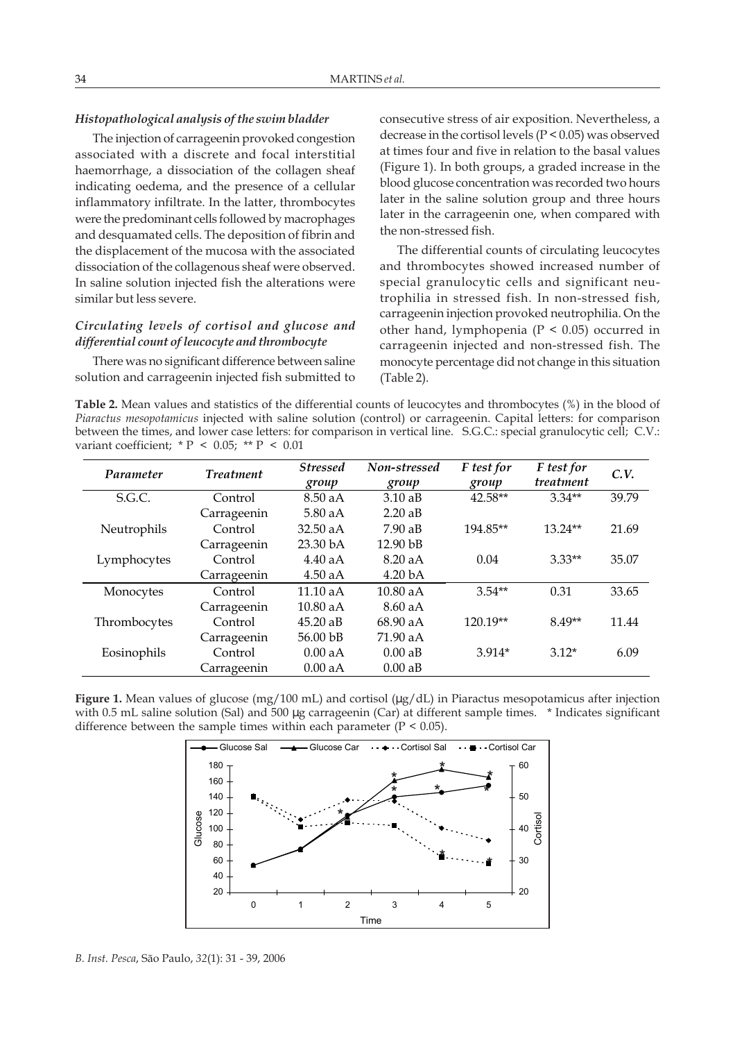### *Histopathological analysis of the swim bladder*

The injection of carrageenin provoked congestion associated with a discrete and focal interstitial haemorrhage, a dissociation of the collagen sheaf indicating oedema, and the presence of a cellular inflammatory infiltrate. In the latter, thrombocytes were the predominant cells followed by macrophages and desquamated cells. The deposition of fibrin and the displacement of the mucosa with the associated dissociation of the collagenous sheaf were observed. In saline solution injected fish the alterations were similar but less severe.

### *Circulating levels of cortisol and glucose and differential count of leucocyte and thrombocyte*

There was no significant difference between saline solution and carrageenin injected fish submitted to consecutive stress of air exposition. Nevertheless, a decrease in the cortisol levels ($P < 0.05$) was observed at times four and five in relation to the basal values (Figure 1). In both groups, a graded increase in the blood glucose concentration was recorded two hours later in the saline solution group and three hours later in the carrageenin one, when compared with the non-stressed fish.

The differential counts of circulating leucocytes and thrombocytes showed increased number of special granulocytic cells and significant neutrophilia in stressed fish. In non-stressed fish, carrageenin injection provoked neutrophilia. On the other hand, lymphopenia ($P < 0.05$) occurred in carrageenin injected and non-stressed fish. The monocyte percentage did not change in this situation (Table 2).

**Table 2.** Mean values and statistics of the differential counts of leucocytes and thrombocytes (%) in the blood of *Piaractus mesopotamicus* injected with saline solution (control) or carrageenin. Capital letters: for comparison between the times, and lower case letters: for comparison in vertical line. S.G.C.: special granulocytic cell; C.V.: variant coefficient; * $P < 0.05$; ** $P < 0.01$

| *Parameter* | *Treatment* | *Stressed group* | *Non-stressed group* | *F test for group* | *F test for treatment* | *C.V.* |
|---|---|---|---|---|---|---|
| S.G.C. | Control | 8.50 aA | 3.10 aB | 42.58** | 3.34** | 39.79 |
| | Carrageenin | 5.80 aA | 2.20 aB | | | |
| Neutrophils | Control | 32.50 aA | 7.90 aB | 194.85** | 13.24** | 21.69 |
| | Carrageenin | 23.30 bA | 12.90 bB | | | |
| Lymphocytes | Control | 4.40 aA | 8.20 aA | 0.04 | 3.33** | 35.07 |
| | Carrageenin | 4.50 aA | 4.20 bA | | | |
| Monocytes | Control | 11.10 aA | 10.80 aA | 3.54** | 0.31 | 33.65 |
| | Carrageenin | 10.80 aA | 8.60 aA | | | |
| Thrombocytes | Control | 45.20 aB | 68.90 aA | 120.19** | 8.49** | 11.44 |
| | Carrageenin | 56.00 bB | 71.90 aA | | | |
| Eosinophils | Control | 0.00 aA | 0.00 aB | 3.914* | 3.12* | 6.09 |
| | Carrageenin | 0.00 aA | 0.00 aB | | | |

**Figure 1.** Mean values of glucose (mg/100 mL) and cortisol (μg/dL) in Piaractus mesopotamicus after injection with 0.5 mL saline solution (Sal) and 500 μg carrageenin (Car) at different sample times. * Indicates significant difference between the sample times within each parameter ($P < 0.05$).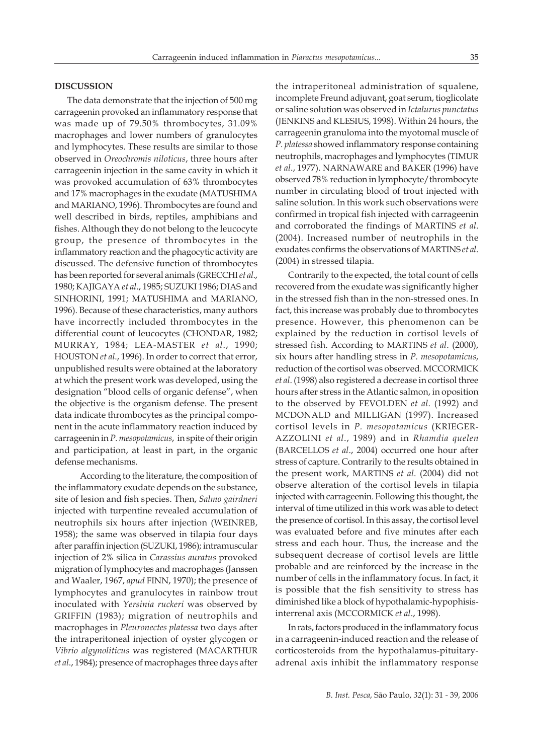## DISCUSSION

The data demonstrate that the injection of 500 mg carrageenin provoked an inflammatory response that was made up of 79.50% thrombocytes, 31.09% macrophages and lower numbers of granulocytes and lymphocytes. These results are similar to those observed in *Oreochromis niloticus*, three hours after carrageenin injection in the same cavity in which it was provoked accumulation of 63% thrombocytes and 17% macrophages in the exudate (MATUSHIMA and MARIANO, 1996). Thrombocytes are found and well described in birds, reptiles, amphibians and fishes. Although they do not belong to the leucocyte group, the presence of thrombocytes in the inflammatory reaction and the phagocytic activity are discussed. The defensive function of thrombocytes has been reported for several animals (GRECCHI *et al*., 1980; KAJIGAYA *et al*., 1985; SUZUKI 1986; DIAS and SINHORINI, 1991; MATUSHIMA and MARIANO, 1996). Because of these characteristics, many authors have incorrectly included thrombocytes in the differential count of leucocytes (CHONDAR, 1982; MURRAY, 1984; LEA-MASTER *et al*., 1990; HOUSTON *et al*., 1996). In order to correct that error, unpublished results were obtained at the laboratory at which the present work was developed, using the designation "blood cells of organic defense", when the objective is the organism defense. The present data indicate thrombocytes as the principal component in the acute inflammatory reaction induced by carrageenin in *P. mesopotamicus*, in spite of their origin and participation, at least in part, in the organic defense mechanisms.

According to the literature, the composition of the inflammatory exudate depends on the substance, site of lesion and fish species. Then, *Salmo gairdneri* injected with turpentine revealed accumulation of neutrophils six hours after injection (WEINREB, 1958); the same was observed in tilapia four days after paraffin injection (SUZUKI, 1986); intramuscular injection of 2% silica in *Carassius auratus* provoked migration of lymphocytes and macrophages (Janssen and Waaler, 1967, *apud* FINN, 1970); the presence of lymphocytes and granulocytes in rainbow trout inoculated with *Yersinia ruckeri* was observed by GRIFFIN (1983); migration of neutrophils and macrophages in *Pleuronectes platessa* two days after the intraperitoneal injection of oyster glycogen or *Vibrio algynoliticus* was registered (MACARTHUR *et al*., 1984); presence of macrophages three days after the intraperitoneal administration of squalene, incomplete Freund adjuvant, goat serum, tioglicolate or saline solution was observed in *Ictalurus punctatus* (JENKINS and KLESIUS, 1998). Within 24 hours, the carrageenin granuloma into the myotomal muscle of *P. platessa* showed inflammatory response containing neutrophils, macrophages and lymphocytes (TIMUR *et al*., 1977). NARNAWARE and BAKER (1996) have observed 78% reduction in lymphocyte/thrombocyte number in circulating blood of trout injected with saline solution. In this work such observations were confirmed in tropical fish injected with carrageenin and corroborated the findings of MARTINS *et al*. (2004). Increased number of neutrophils in the exudates confirms the observations of MARTINS *et al*. (2004) in stressed tilapia.

Contrarily to the expected, the total count of cells recovered from the exudate was significantly higher in the stressed fish than in the non-stressed ones. In fact, this increase was probably due to thrombocytes presence. However, this phenomenon can be explained by the reduction in cortisol levels of stressed fish. According to MARTINS *et al*. (2000), six hours after handling stress in *P. mesopotamicus*, reduction of the cortisol was observed. MCCORMICK *et al*. (1998) also registered a decrease in cortisol three hours after stress in the Atlantic salmon, in oposition to the observed by FEVOLDEN *et al*. (1992) and MCDONALD and MILLIGAN (1997). Increased cortisol levels in *P. mesopotamicus* (KRIEGER-AZZOLINI *et al*., 1989) and in *Rhamdia quelen* (BARCELLOS *et al*., 2004) occurred one hour after stress of capture. Contrarily to the results obtained in the present work, MARTINS *et al*. (2004) did not observe alteration of the cortisol levels in tilapia injected with carrageenin. Following this thought, the interval of time utilized in this work was able to detect the presence of cortisol. In this assay, the cortisol level was evaluated before and five minutes after each stress and each hour. Thus, the increase and the subsequent decrease of cortisol levels are little probable and are reinforced by the increase in the number of cells in the inflammatory focus. In fact, it is possible that the fish sensitivity to stress has diminished like a block of hypothalamic-hypophisis-interrenal axis (MCCORMICK *et al*., 1998).

In rats, factors produced in the inflammatory focus in a carrageenin-induced reaction and the release of corticosteroids from the hypothalamus-pituitary-adrenal axis inhibit the inflammatory response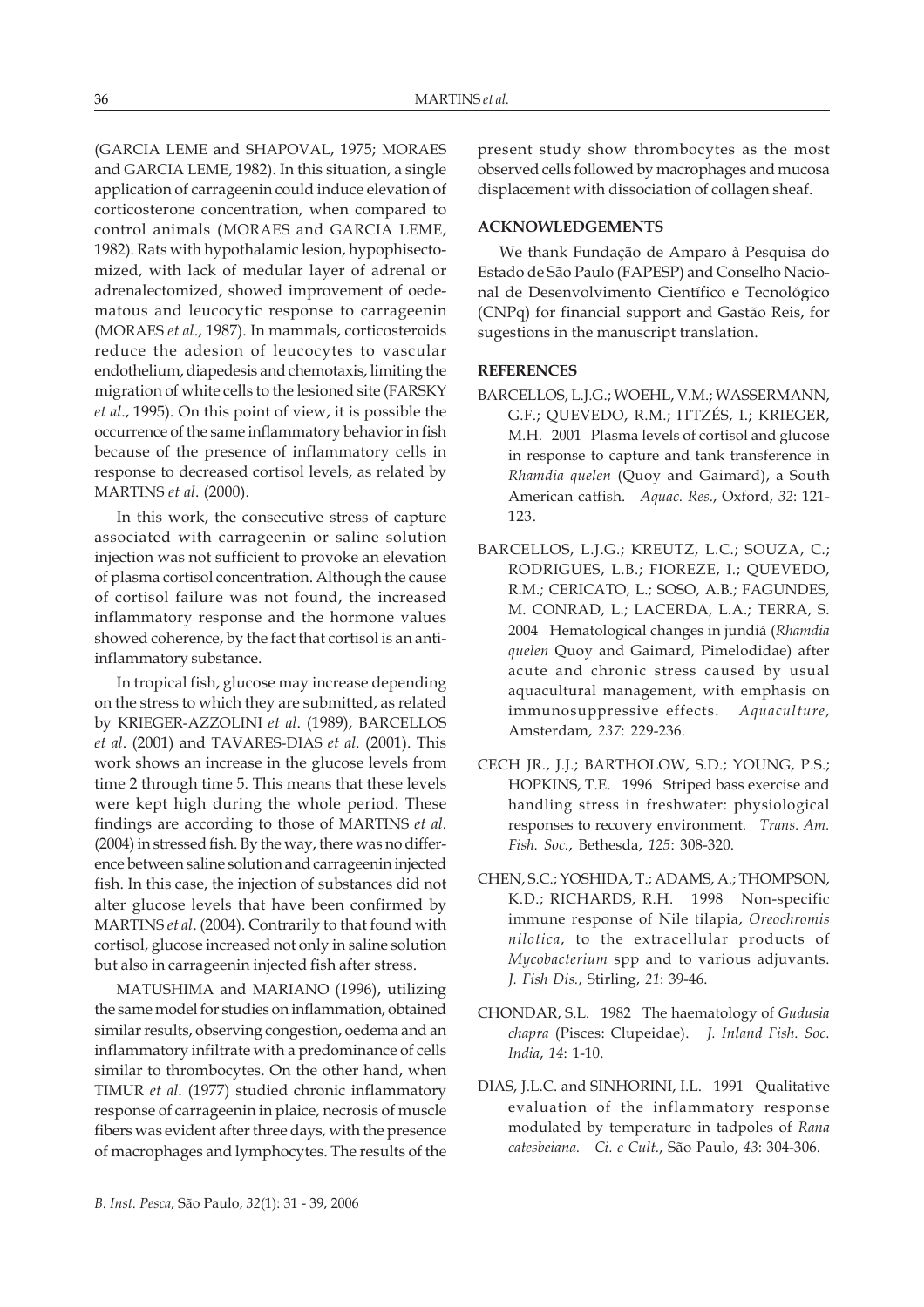(GARCIA LEME and SHAPOVAL, 1975; MORAES and GARCIA LEME, 1982). In this situation, a single application of carrageenin could induce elevation of corticosterone concentration, when compared to control animals (MORAES and GARCIA LEME, 1982). Rats with hypothalamic lesion, hypophisectomized, with lack of medular layer of adrenal or adrenalectomized, showed improvement of oedematous and leucocytic response to carrageenin (MORAES *et al*., 1987). In mammals, corticosteroids reduce the adesion of leucocytes to vascular endothelium, diapedesis and chemotaxis, limiting the migration of white cells to the lesioned site (FARSKY *et al*., 1995). On this point of view, it is possible the occurrence of the same inflammatory behavior in fish because of the presence of inflammatory cells in response to decreased cortisol levels, as related by MARTINS *et al*. (2000).

In this work, the consecutive stress of capture associated with carrageenin or saline solution injection was not sufficient to provoke an elevation of plasma cortisol concentration. Although the cause of cortisol failure was not found, the increased inflammatory response and the hormone values showed coherence, by the fact that cortisol is an anti-inflammatory substance.

In tropical fish, glucose may increase depending on the stress to which they are submitted, as related by KRIEGER-AZZOLINI *et al*. (1989), BARCELLOS *et al*. (2001) and TAVARES-DIAS *et al*. (2001). This work shows an increase in the glucose levels from time 2 through time 5. This means that these levels were kept high during the whole period. These findings are according to those of MARTINS *et al*. (2004) in stressed fish. By the way, there was no difference between saline solution and carrageenin injected fish. In this case, the injection of substances did not alter glucose levels that have been confirmed by MARTINS *et al*. (2004). Contrarily to that found with cortisol, glucose increased not only in saline solution but also in carrageenin injected fish after stress.

MATUSHIMA and MARIANO (1996), utilizing the same model for studies on inflammation, obtained similar results, observing congestion, oedema and an inflammatory infiltrate with a predominance of cells similar to thrombocytes. On the other hand, when TIMUR *et al*. (1977) studied chronic inflammatory response of carrageenin in plaice, necrosis of muscle fibers was evident after three days, with the presence of macrophages and lymphocytes. The results of the present study show thrombocytes as the most observed cells followed by macrophages and mucosa displacement with dissociation of collagen sheaf.

## ACKNOWLEDGEMENTS

We thank Fundação de Amparo à Pesquisa do Estado de São Paulo (FAPESP) and Conselho Nacional de Desenvolvimento Científico e Tecnológico (CNPq) for financial support and Gastão Reis, for sugestions in the manuscript translation.

## REFERENCES

BARCELLOS, L.J.G.; WOEHL, V.M.; WASSERMANN, G.F.; QUEVEDO, R.M.; ITTZÉS, I.; KRIEGER, M.H. 2001 Plasma levels of cortisol and glucose in response to capture and tank transference in *Rhamdia quelen* (Quoy and Gaimard), a South American catfish. *Aquac. Res.*, Oxford, *32*: 121-123.

BARCELLOS, L.J.G.; KREUTZ, L.C.; SOUZA, C.; RODRIGUES, L.B.; FIOREZE, I.; QUEVEDO, R.M.; CERICATO, L.; SOSO, A.B.; FAGUNDES, M. CONRAD, L.; LACERDA, L.A.; TERRA, S. 2004 Hematological changes in jundiá (*Rhamdia quelen* Quoy and Gaimard, Pimelodidae) after acute and chronic stress caused by usual aquacultural management, with emphasis on immunosuppressive effects. *Aquaculture*, Amsterdam, *237*: 229-236.

CECH JR., J.J.; BARTHOLOW, S.D.; YOUNG, P.S.; HOPKINS, T.E. 1996 Striped bass exercise and handling stress in freshwater: physiological responses to recovery environment. *Trans. Am. Fish. Soc.*, Bethesda, *125*: 308-320.

CHEN, S.C.; YOSHIDA, T.; ADAMS, A.; THOMPSON, K.D.; RICHARDS, R.H. 1998 Non-specific immune response of Nile tilapia, *Oreochromis nilotica*, to the extracellular products of *Mycobacterium* spp and to various adjuvants. *J. Fish Dis.*, Stirling, *21*: 39-46.

CHONDAR, S.L. 1982 The haematology of *Gudusia chapra* (Pisces: Clupeidae). *J. Inland Fish. Soc. India*, *14*: 1-10.

DIAS, J.L.C. and SINHORINI, I.L. 1991 Qualitative evaluation of the inflammatory response modulated by temperature in tadpoles of *Rana catesbeiana*. *Ci. e Cult.*, São Paulo, *43*: 304-306.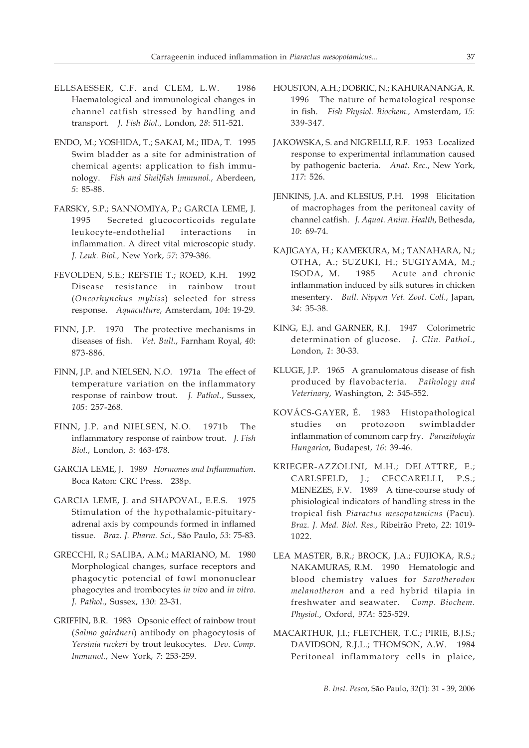ELLSAESSER, C.F. and CLEM, L.W. 1986 Haematological and immunological changes in channel catfish stressed by handling and transport. *J. Fish Biol.*, London, *28*: 511-521.

ENDO, M.; YOSHIDA, T.; SAKAI, M.; IIDA, T. 1995 Swim bladder as a site for administration of chemical agents: application to fish immunology. *Fish and Shellfish Immunol.*, Aberdeen, *5*: 85-88.

FARSKY, S.P.; SANNOMIYA, P.; GARCIA LEME, J. 1995 Secreted glucocorticoids regulate leukocyte-endothelial interactions in inflammation. A direct vital microscopic study. *J. Leuk. Biol.,* New York, *57*: 379-386.

FEVOLDEN, S.E.; REFSTIE T.; ROED, K.H. 1992 Disease resistance in rainbow trout (*Oncorhynchus mykiss*) selected for stress response. *Aquaculture*, Amsterdam, *104*: 19-29.

FINN, J.P. 1970 The protective mechanisms in diseases of fish. *Vet. Bull.*, Farnham Royal, *40*: 873-886.

FINN, J.P. and NIELSEN, N.O. 1971a The effect of temperature variation on the inflammatory response of rainbow trout. *J. Pathol.*, Sussex, *105*: 257-268.

FINN, J.P. and NIELSEN, N.O. 1971b The inflammatory response of rainbow trout. *J. Fish Biol.*, London, *3*: 463-478.

GARCIA LEME, J. 1989 *Hormones and Inflammation*. Boca Raton: CRC Press. 238p.

GARCIA LEME, J. and SHAPOVAL, E.E.S. 1975 Stimulation of the hypothalamic-pituitary-adrenal axis by compounds formed in inflamed tissue. *Braz. J. Pharm. Sci.*, São Paulo, *53*: 75-83.

GRECCHI, R.; SALIBA, A.M.; MARIANO, M. 1980 Morphological changes, surface receptors and phagocytic potencial of fowl mononuclear phagocytes and trombocytes *in vivo* and *in vitro*. *J. Pathol.*, Sussex, *130*: 23-31.

GRIFFIN, B.R. 1983 Opsonic effect of rainbow trout (*Salmo gairdneri*) antibody on phagocytosis of *Yersinia ruckeri* by trout leukocytes. *Dev. Comp. Immunol.*, New York, *7*: 253-259.

HOUSTON, A.H.; DOBRIC, N.; KAHURANANGA, R. 1996 The nature of hematological response in fish. *Fish Physiol. Biochem.,* Amsterdam, *15*: 339-347.

JAKOWSKA, S. and NIGRELLI, R.F. 1953 Localized response to experimental inflammation caused by pathogenic bacteria. *Anat. Rec.*, New York, *117*: 526.

JENKINS, J.A. and KLESIUS, P.H. 1998 Elicitation of macrophages from the peritoneal cavity of channel catfish. *J. Aquat. Anim. Health*, Bethesda, *10*: 69-74.

KAJIGAYA, H.; KAMEKURA, M.; TANAHARA, N.; OTHA, A.; SUZUKI, H.; SUGIYAMA, M.; ISODA, M. 1985 Acute and chronic inflammation induced by silk sutures in chicken mesentery. *Bull. Nippon Vet. Zoot. Coll.*, Japan, *34*: 35-38.

KING, E.J. and GARNER, R.J. 1947 Colorimetric determination of glucose. *J. Clin. Pathol.*, London, *1*: 30-33.

KLUGE, J.P. 1965 A granulomatous disease of fish produced by flavobacteria. *Pathology and Veterinary*, Washington, *2*: 545-552.

KOVÁCS-GAYER, É. 1983 Histopathological studies on protozoon swimbladder inflammation of commom carp fry. *Parazitologia Hungarica*, Budapest, *16*: 39-46.

KRIEGER-AZZOLINI, M.H.; DELATTRE, E.; CARLSFELD, J.; CECCARELLI, P.S.; MENEZES, F.V. 1989 A time-course study of phisiological indicators of handling stress in the tropical fish *Piaractus mesopotamicus* (Pacu). *Braz. J. Med. Biol. Res.*, Ribeirão Preto, *22*: 1019-1022.

LEA MASTER, B.R.; BROCK, J.A.; FUJIOKA, R.S.; NAKAMURAS, R.M. 1990 Hematologic and blood chemistry values for *Sarotherodon melanotheron* and a red hybrid tilapia in freshwater and seawater. *Comp. Biochem. Physiol.*, Oxford, *97A*: 525-529.

MACARTHUR, J.I.; FLETCHER, T.C.; PIRIE, B.J.S.; DAVIDSON, R.J.L.; THOMSON, A.W. 1984 Peritoneal inflammatory cells in plaice,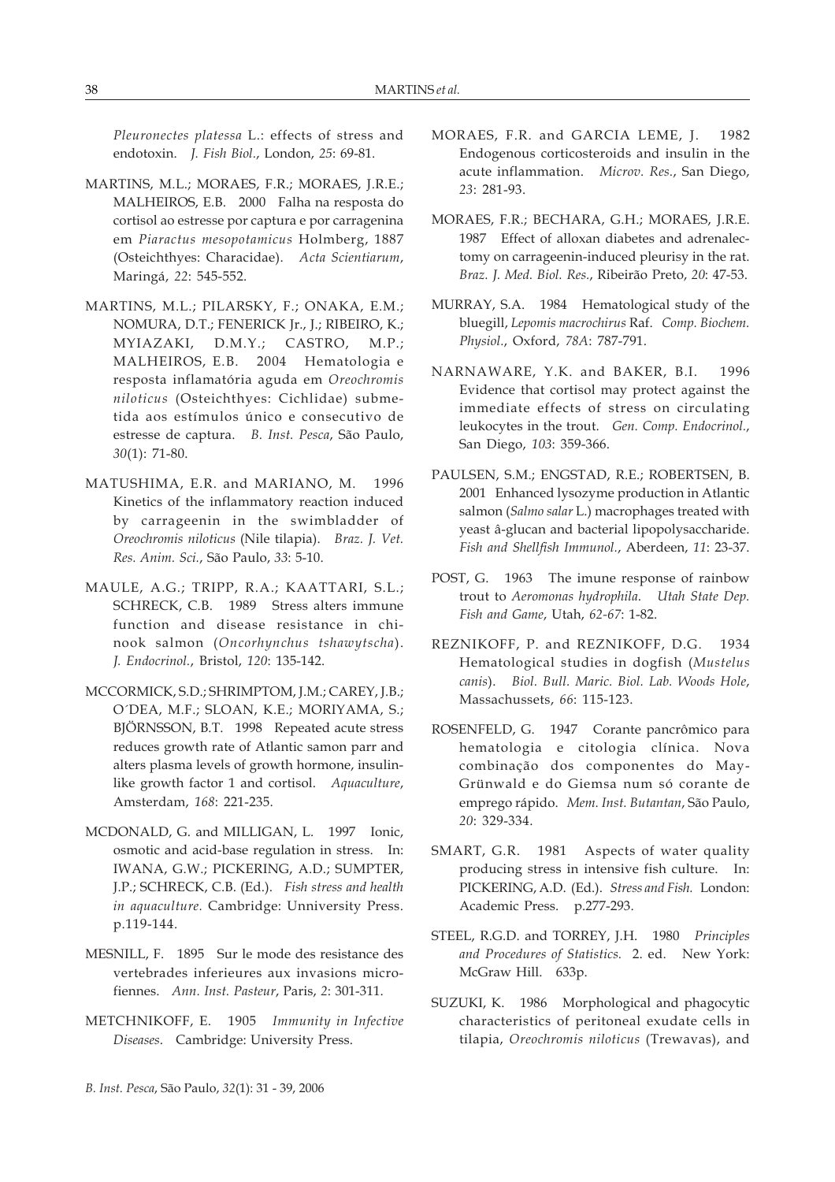*Pleuronectes platessa* L.: effects of stress and endotoxin. *J. Fish Biol.*, London, *25*: 69-81.

MARTINS, M.L.; MORAES, F.R.; MORAES, J.R.E.; MALHEIROS, E.B. 2000 Falha na resposta do cortisol ao estresse por captura e por carragenina em *Piaractus mesopotamicus* Holmberg, 1887 (Osteichthyes: Characidae). *Acta Scientiarum*, Maringá, *22*: 545-552.

MARTINS, M.L.; PILARSKY, F.; ONAKA, E.M.; NOMURA, D.T.; FENERICK Jr., J.; RIBEIRO, K.; MYIAZAKI, D.M.Y.; CASTRO, M.P.; MALHEIROS, E.B. 2004 Hematologia e resposta inflamatória aguda em *Oreochromis niloticus* (Osteichthyes: Cichlidae) submetida aos estímulos único e consecutivo de estresse de captura. *B. Inst. Pesca*, São Paulo, *30*(1): 71-80.

MATUSHIMA, E.R. and MARIANO, M. 1996 Kinetics of the inflammatory reaction induced by carrageenin in the swimbladder of *Oreochromis niloticus* (Nile tilapia). *Braz. J. Vet. Res. Anim. Sci.*, São Paulo, *33*: 5-10.

MAULE, A.G.; TRIPP, R.A.; KAATTARI, S.L.; SCHRECK, C.B. 1989 Stress alters immune function and disease resistance in chinook salmon (*Oncorhynchus tshawytscha*). *J. Endocrinol.*, Bristol, *120*: 135-142.

MCCORMICK, S.D.; SHRIMPTOM, J.M.; CAREY, J.B.; O´DEA, M.F.; SLOAN, K.E.; MORIYAMA, S.; BJÖRNSSON, B.T. 1998 Repeated acute stress reduces growth rate of Atlantic samon parr and alters plasma levels of growth hormone, insulin-like growth factor 1 and cortisol. *Aquaculture*, Amsterdam, *168*: 221-235.

MCDONALD, G. and MILLIGAN, L. 1997 Ionic, osmotic and acid-base regulation in stress. In: IWANA, G.W.; PICKERING, A.D.; SUMPTER, J.P.; SCHRECK, C.B. (Ed.). *Fish stress and health in aquaculture.* Cambridge: Unniversity Press. p.119-144.

MESNILL, F. 1895 Sur le mode des resistance des vertebrades inferieures aux invasions microfiennes. *Ann. Inst. Pasteur*, Paris, *2*: 301-311.

METCHNIKOFF, E. 1905 *Immunity in Infective Diseases*. Cambridge: University Press.

MORAES, F.R. and GARCIA LEME, J. 1982 Endogenous corticosteroids and insulin in the acute inflammation. *Microv. Res.*, San Diego, *23*: 281-93.

MORAES, F.R.; BECHARA, G.H.; MORAES, J.R.E. 1987 Effect of alloxan diabetes and adrenalectomy on carrageenin-induced pleurisy in the rat. *Braz. J. Med. Biol. Res.*, Ribeirão Preto, *20*: 47-53.

MURRAY, S.A. 1984 Hematological study of the bluegill, *Lepomis macrochirus* Raf. *Comp. Biochem. Physiol.*, Oxford, *78A*: 787-791.

NARNAWARE, Y.K. and BAKER, B.I. 1996 Evidence that cortisol may protect against the immediate effects of stress on circulating leukocytes in the trout. *Gen. Comp. Endocrinol.*, San Diego, *103*: 359-366.

PAULSEN, S.M.; ENGSTAD, R.E.; ROBERTSEN, B. 2001 Enhanced lysozyme production in Atlantic salmon (*Salmo salar* L.) macrophages treated with yeast â-glucan and bacterial lipopolysaccharide. *Fish and Shellfish Immunol.*, Aberdeen, *11*: 23-37.

POST, G. 1963 The imune response of rainbow trout to *Aeromonas hydrophila*. *Utah State Dep. Fish and Game*, Utah, *62-67*: 1-82.

REZNIKOFF, P. and REZNIKOFF, D.G. 1934 Hematological studies in dogfish (*Mustelus canis*). *Biol. Bull. Maric. Biol. Lab. Woods Hole*, Massachussets, *66*: 115-123.

ROSENFELD, G. 1947 Corante pancrômico para hematologia e citologia clínica. Nova combinação dos componentes do May-Grünwald e do Giemsa num só corante de emprego rápido. *Mem. Inst. Butantan*, São Paulo, *20*: 329-334.

SMART, G.R. 1981 Aspects of water quality producing stress in intensive fish culture. In: PICKERING, A.D. (Ed.). *Stress and Fish.* London: Academic Press. p.277-293.

STEEL, R.G.D. and TORREY, J.H. 1980 *Principles and Procedures of Statistics.* 2. ed. New York: McGraw Hill. 633p.

SUZUKI, K. 1986 Morphological and phagocytic characteristics of peritoneal exudate cells in tilapia, *Oreochromis niloticus* (Trewavas), and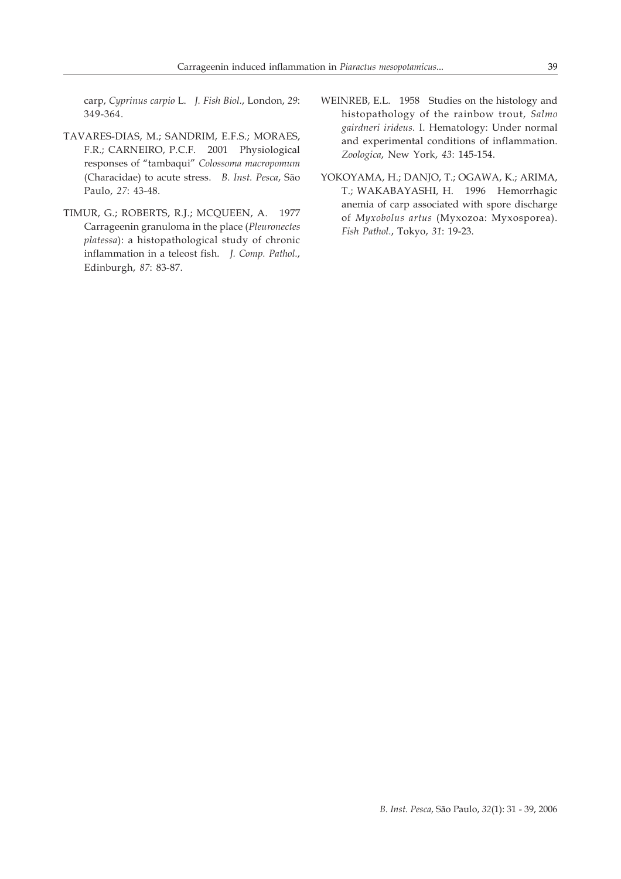carp, *Cyprinus carpio* L. *J. Fish Biol.*, London, *29*: 349-364.

TAVARES-DIAS, M.; SANDRIM, E.F.S.; MORAES, F.R.; CARNEIRO, P.C.F. 2001 Physiological responses of "tambaqui" *Colossoma macropomum* (Characidae) to acute stress. *B. Inst. Pesca*, São Paulo, *27*: 43-48.

TIMUR, G.; ROBERTS, R.J.; MCQUEEN, A. 1977 Carrageenin granuloma in the place (*Pleuronectes platessa*): a histopathological study of chronic inflammation in a teleost fish. *J. Comp. Pathol.*, Edinburgh, *87*: 83-87.

WEINREB, E.L. 1958 Studies on the histology and histopathology of the rainbow trout, *Salmo gairdneri irideus*. I. Hematology: Under normal and experimental conditions of inflammation. *Zoologica*, New York, *43*: 145-154.

YOKOYAMA, H.; DANJO, T.; OGAWA, K.; ARIMA, T.; WAKABAYASHI, H. 1996 Hemorrhagic anemia of carp associated with spore discharge of *Myxobolus artus* (Myxozoa: Myxosporea). *Fish Pathol.*, Tokyo, *31*: 19-23.